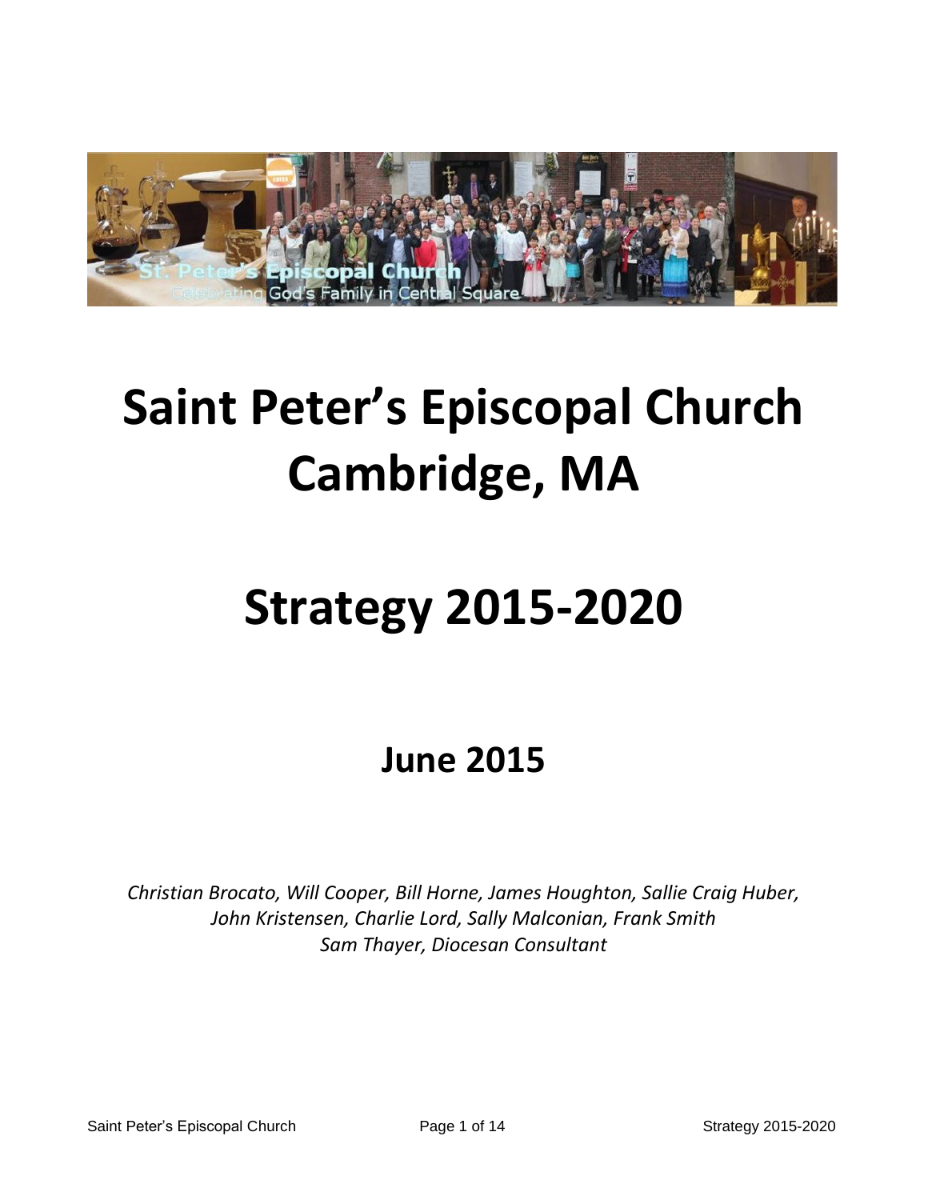# Saint Peter's Episcopal Church Cambridge, MA

# Strategy 2015-2020

## June 2015

*Christian Brocato, Will Cooper, Bill Horne, James Houghton, Sallie Craig Huber, John Kristensen, Charlie Lord, Sally Malconian, Frank Smith*
*Sam Thayer, Diocesan Consultant*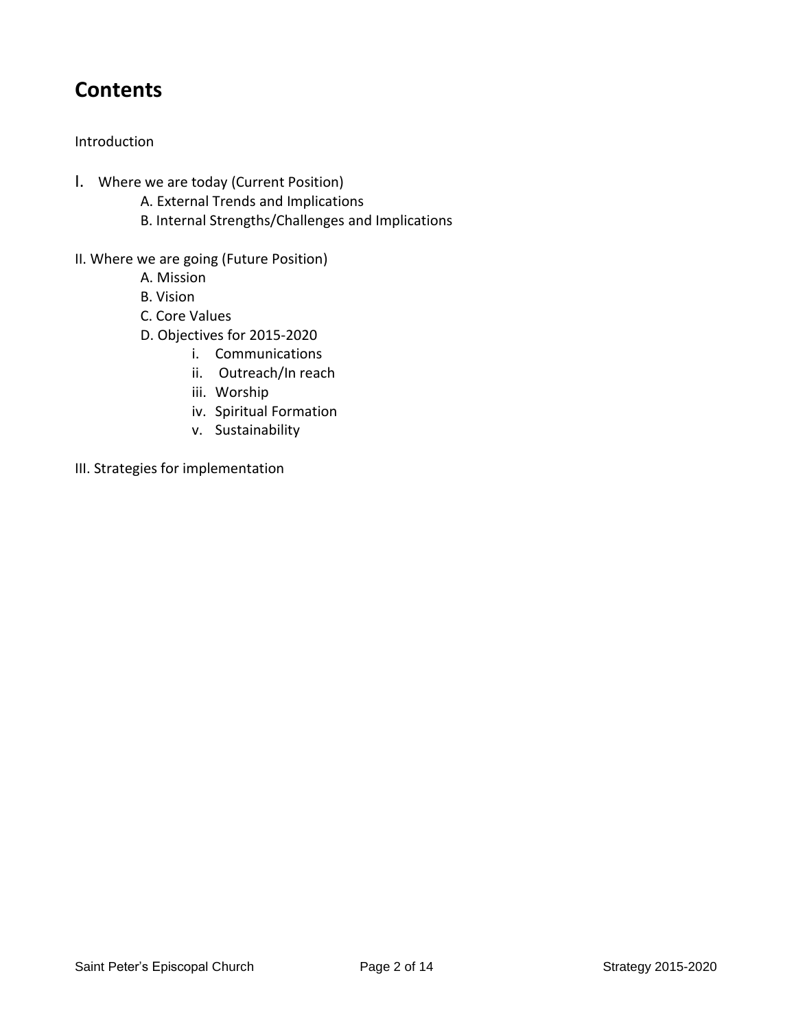# Contents

Introduction

I. Where we are today (Current Position)
   - A. External Trends and Implications
   - B. Internal Strengths/Challenges and Implications

II. Where we are going (Future Position)
   - A. Mission
   - B. Vision
   - C. Core Values
   - D. Objectives for 2015-2020
     - i. Communications
     - ii. Outreach/In reach
     - iii. Worship
     - iv. Spiritual Formation
     - v. Sustainability

III. Strategies for implementation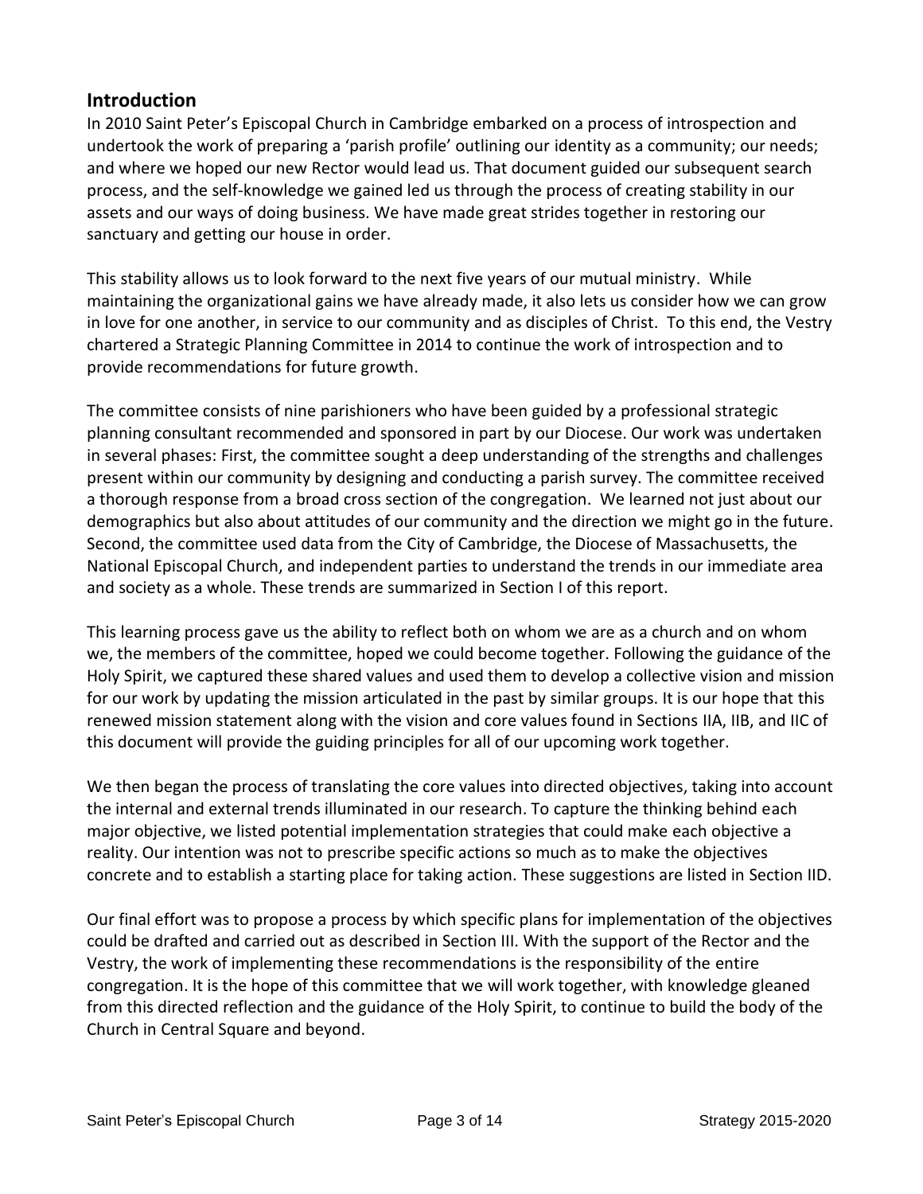## Introduction

In 2010 Saint Peter's Episcopal Church in Cambridge embarked on a process of introspection and undertook the work of preparing a 'parish profile' outlining our identity as a community; our needs; and where we hoped our new Rector would lead us. That document guided our subsequent search process, and the self-knowledge we gained led us through the process of creating stability in our assets and our ways of doing business. We have made great strides together in restoring our sanctuary and getting our house in order.

This stability allows us to look forward to the next five years of our mutual ministry. While maintaining the organizational gains we have already made, it also lets us consider how we can grow in love for one another, in service to our community and as disciples of Christ. To this end, the Vestry chartered a Strategic Planning Committee in 2014 to continue the work of introspection and to provide recommendations for future growth.

The committee consists of nine parishioners who have been guided by a professional strategic planning consultant recommended and sponsored in part by our Diocese. Our work was undertaken in several phases: First, the committee sought a deep understanding of the strengths and challenges present within our community by designing and conducting a parish survey. The committee received a thorough response from a broad cross section of the congregation. We learned not just about our demographics but also about attitudes of our community and the direction we might go in the future. Second, the committee used data from the City of Cambridge, the Diocese of Massachusetts, the National Episcopal Church, and independent parties to understand the trends in our immediate area and society as a whole. These trends are summarized in Section I of this report.

This learning process gave us the ability to reflect both on whom we are as a church and on whom we, the members of the committee, hoped we could become together. Following the guidance of the Holy Spirit, we captured these shared values and used them to develop a collective vision and mission for our work by updating the mission articulated in the past by similar groups. It is our hope that this renewed mission statement along with the vision and core values found in Sections IIA, IIB, and IIC of this document will provide the guiding principles for all of our upcoming work together.

We then began the process of translating the core values into directed objectives, taking into account the internal and external trends illuminated in our research. To capture the thinking behind each major objective, we listed potential implementation strategies that could make each objective a reality. Our intention was not to prescribe specific actions so much as to make the objectives concrete and to establish a starting place for taking action. These suggestions are listed in Section IID.

Our final effort was to propose a process by which specific plans for implementation of the objectives could be drafted and carried out as described in Section III. With the support of the Rector and the Vestry, the work of implementing these recommendations is the responsibility of the entire congregation. It is the hope of this committee that we will work together, with knowledge gleaned from this directed reflection and the guidance of the Holy Spirit, to continue to build the body of the Church in Central Square and beyond.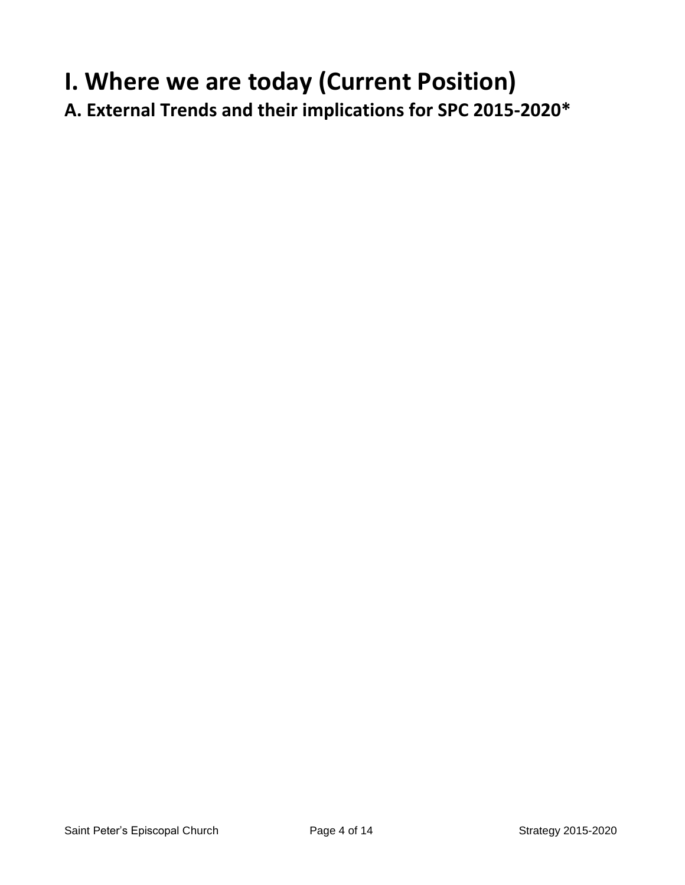# I. Where we are today (Current Position)

## A. External Trends and their implications for SPC 2015-2020*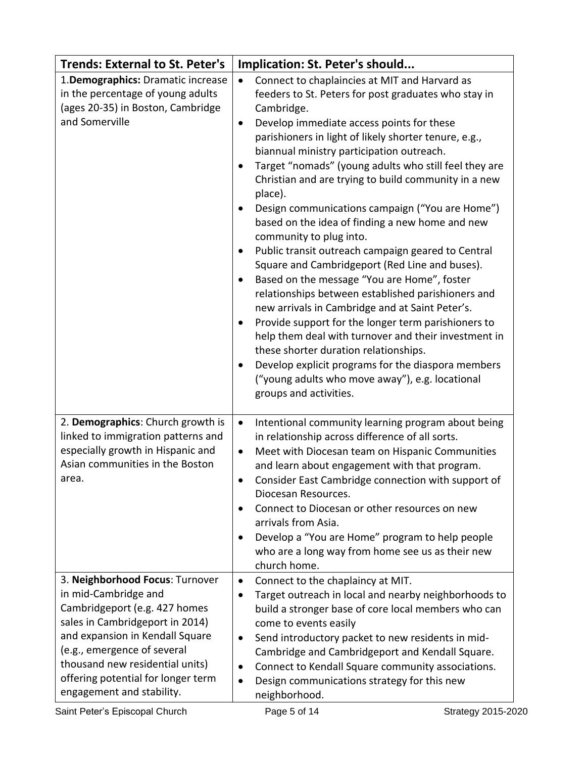| Trends: External to St. Peter's | Implication: St. Peter's should... |
| --- | --- |
| 1.**Demographics:** Dramatic increase in the percentage of young adults (ages 20-35) in Boston, Cambridge and Somerville | • Connect to chaplaincies at MIT and Harvard as feeders to St. Peters for post graduates who stay in Cambridge.<br>• Develop immediate access points for these parishioners in light of likely shorter tenure, e.g., biannual ministry participation outreach.<br>• Target "nomads" (young adults who still feel they are Christian and are trying to build community in a new place).<br>• Design communications campaign ("You are Home") based on the idea of finding a new home and new community to plug into.<br>• Public transit outreach campaign geared to Central Square and Cambridgeport (Red Line and buses).<br>• Based on the message "You are Home", foster relationships between established parishioners and new arrivals in Cambridge and at Saint Peter's.<br>• Provide support for the longer term parishioners to help them deal with turnover and their investment in these shorter duration relationships.<br>• Develop explicit programs for the diaspora members ("young adults who move away"), e.g. locational groups and activities. |
| 2. **Demographics**: Church growth is linked to immigration patterns and especially growth in Hispanic and Asian communities in the Boston area. | • Intentional community learning program about being in relationship across difference of all sorts.<br>• Meet with Diocesan team on Hispanic Communities and learn about engagement with that program.<br>• Consider East Cambridge connection with support of Diocesan Resources.<br>• Connect to Diocesan or other resources on new arrivals from Asia.<br>• Develop a "You are Home" program to help people who are a long way from home see us as their new church home. |
| 3. **Neighborhood Focus**: Turnover in mid-Cambridge and Cambridgeport (e.g. 427 homes sales in Cambridgeport in 2014) and expansion in Kendall Square (e.g., emergence of several thousand new residential units) offering potential for longer term engagement and stability. | • Connect to the chaplaincy at MIT.<br>• Target outreach in local and nearby neighborhoods to build a stronger base of core local members who can come to events easily<br>• Send introductory packet to new residents in mid-Cambridge and Cambridgeport and Kendall Square.<br>• Connect to Kendall Square community associations.<br>• Design communications strategy for this new neighborhood. |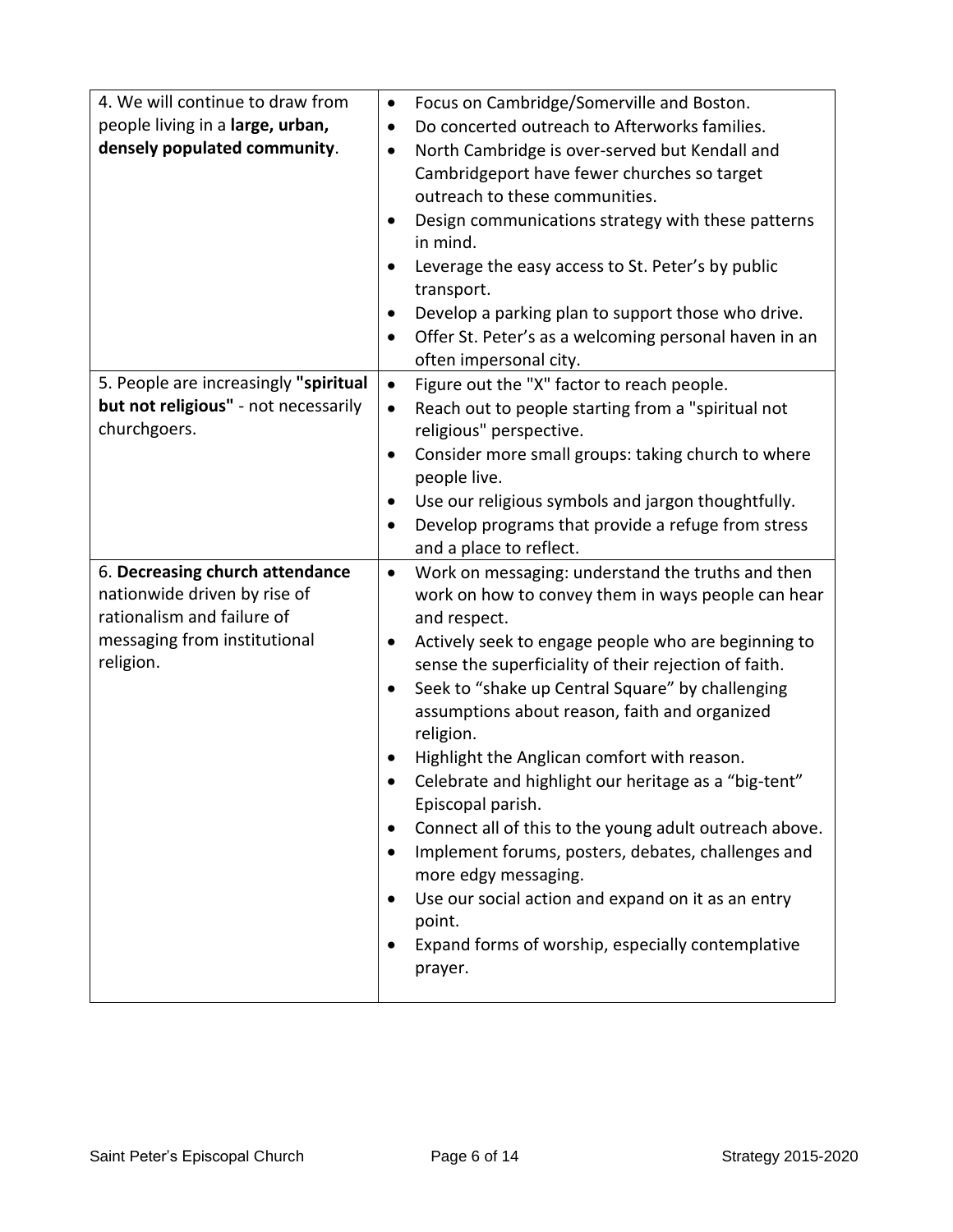| | |
|---|---|
| 4. We will continue to draw from people living in a **large, urban, densely populated community**. | • Focus on Cambridge/Somerville and Boston.<br>• Do concerted outreach to Afterworks families.<br>• North Cambridge is over-served but Kendall and Cambridgeport have fewer churches so target outreach to these communities.<br>• Design communications strategy with these patterns in mind.<br>• Leverage the easy access to St. Peter's by public transport.<br>• Develop a parking plan to support those who drive.<br>• Offer St. Peter's as a welcoming personal haven in an often impersonal city. |
| 5. People are increasingly **"spiritual but not religious"** - not necessarily churchgoers. | • Figure out the "X" factor to reach people.<br>• Reach out to people starting from a "spiritual not religious" perspective.<br>• Consider more small groups: taking church to where people live.<br>• Use our religious symbols and jargon thoughtfully.<br>• Develop programs that provide a refuge from stress and a place to reflect. |
| 6. **Decreasing church attendance** nationwide driven by rise of rationalism and failure of messaging from institutional religion. | • Work on messaging: understand the truths and then work on how to convey them in ways people can hear and respect.<br>• Actively seek to engage people who are beginning to sense the superficiality of their rejection of faith.<br>• Seek to "shake up Central Square" by challenging assumptions about reason, faith and organized religion.<br>• Highlight the Anglican comfort with reason.<br>• Celebrate and highlight our heritage as a "big-tent" Episcopal parish.<br>• Connect all of this to the young adult outreach above.<br>• Implement forums, posters, debates, challenges and more edgy messaging.<br>• Use our social action and expand on it as an entry point.<br>• Expand forms of worship, especially contemplative prayer. |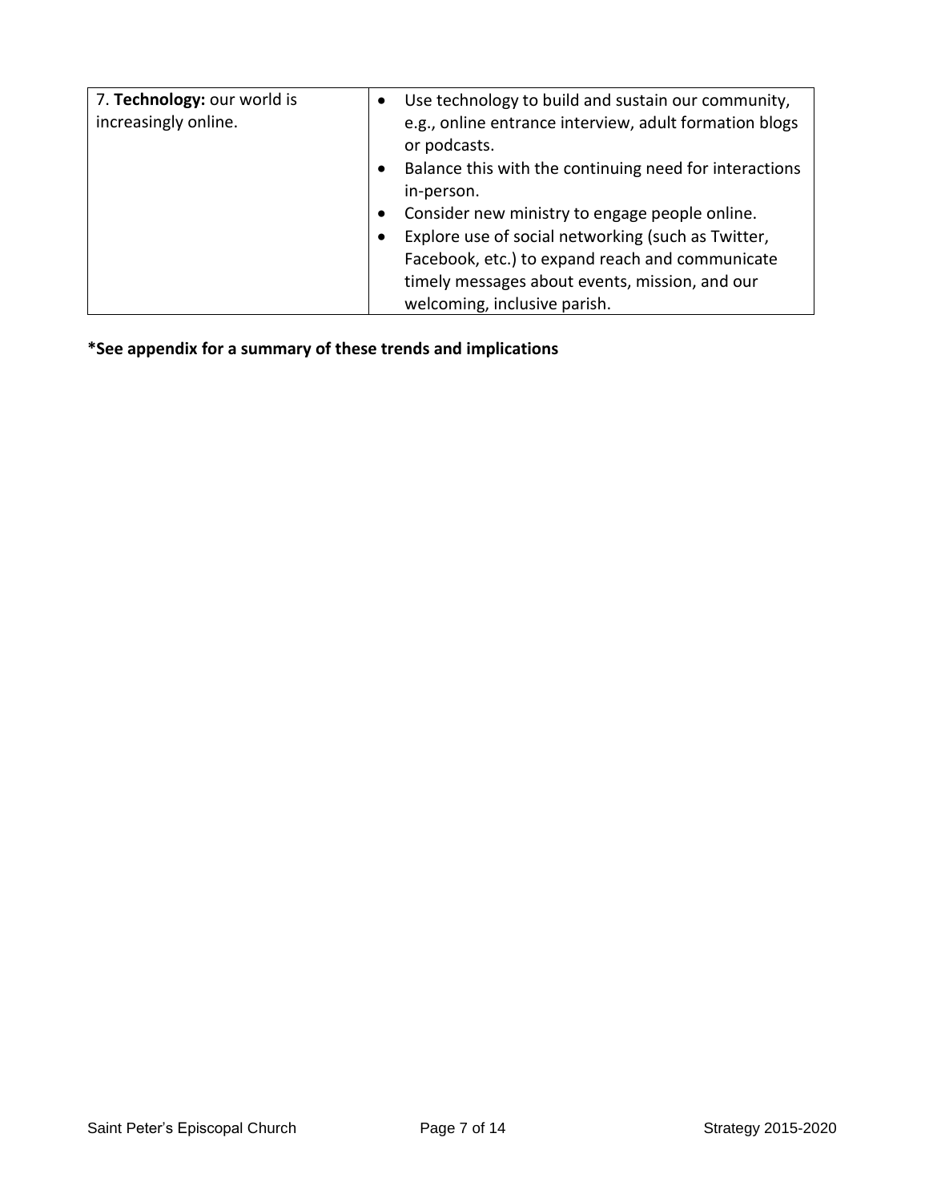| | |
|---|---|
| 7. **Technology:** our world is increasingly online. | • Use technology to build and sustain our community, e.g., online entrance interview, adult formation blogs or podcasts.<br>• Balance this with the continuing need for interactions in-person.<br>• Consider new ministry to engage people online.<br>• Explore use of social networking (such as Twitter, Facebook, etc.) to expand reach and communicate timely messages about events, mission, and our welcoming, inclusive parish. |

**\*See appendix for a summary of these trends and implications**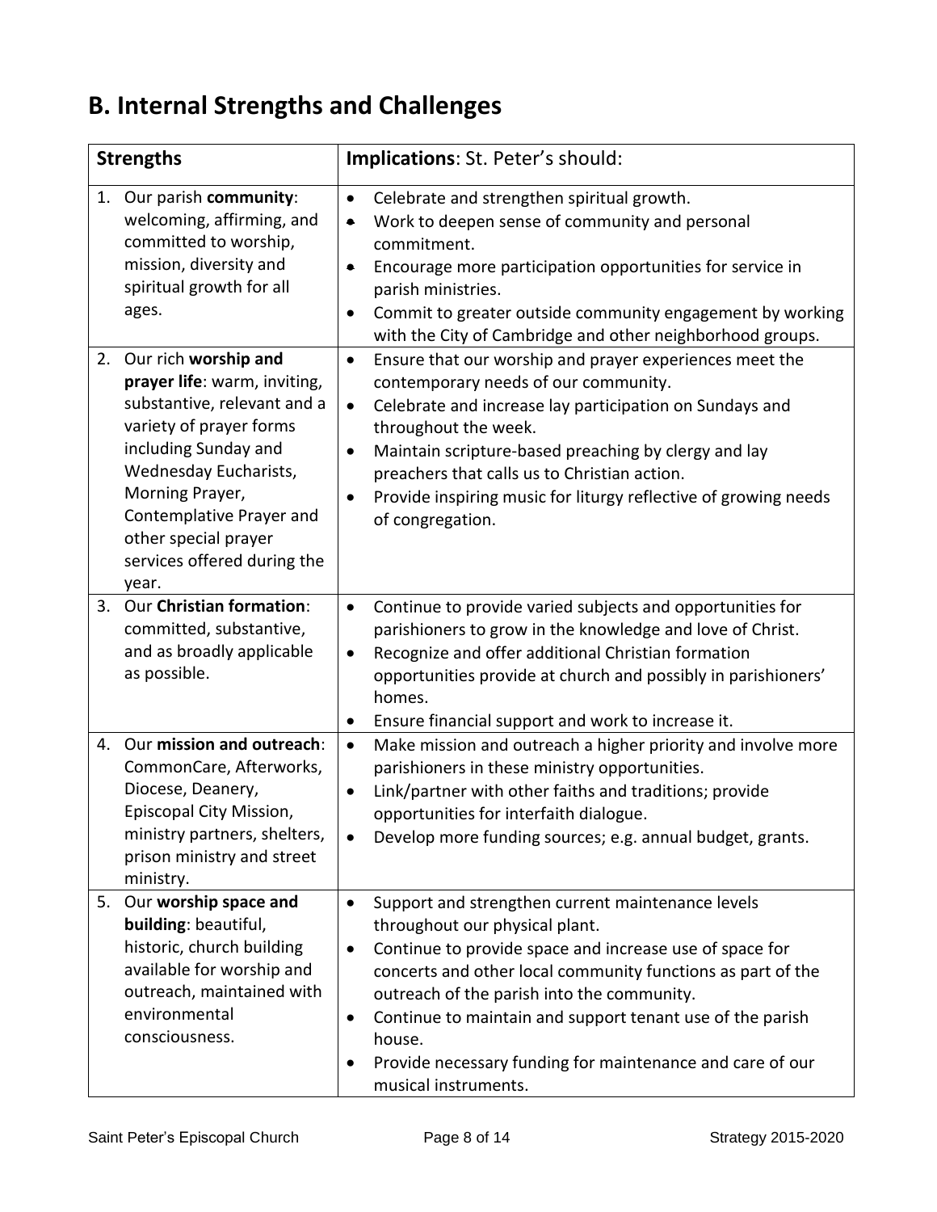## B. Internal Strengths and Challenges

| **Strengths** | **Implications**: St. Peter's should: |
|---|---|
| 1. Our parish **community**: welcoming, affirming, and committed to worship, mission, diversity and spiritual growth for all ages. | • Celebrate and strengthen spiritual growth.<br>• Work to deepen sense of community and personal commitment.<br>• Encourage more participation opportunities for service in parish ministries.<br>• Commit to greater outside community engagement by working with the City of Cambridge and other neighborhood groups. |
| 2. Our rich **worship and prayer life**: warm, inviting, substantive, relevant and a variety of prayer forms including Sunday and Wednesday Eucharists, Morning Prayer, Contemplative Prayer and other special prayer services offered during the year. | • Ensure that our worship and prayer experiences meet the contemporary needs of our community.<br>• Celebrate and increase lay participation on Sundays and throughout the week.<br>• Maintain scripture-based preaching by clergy and lay preachers that calls us to Christian action.<br>• Provide inspiring music for liturgy reflective of growing needs of congregation. |
| 3. Our **Christian formation**: committed, substantive, and as broadly applicable as possible. | • Continue to provide varied subjects and opportunities for parishioners to grow in the knowledge and love of Christ.<br>• Recognize and offer additional Christian formation opportunities provide at church and possibly in parishioners' homes.<br>• Ensure financial support and work to increase it. |
| 4. Our **mission and outreach**: CommonCare, Afterworks, Diocese, Deanery, Episcopal City Mission, ministry partners, shelters, prison ministry and street ministry. | • Make mission and outreach a higher priority and involve more parishioners in these ministry opportunities.<br>• Link/partner with other faiths and traditions; provide opportunities for interfaith dialogue.<br>• Develop more funding sources; e.g. annual budget, grants. |
| 5. Our **worship space and building**: beautiful, historic, church building available for worship and outreach, maintained with environmental consciousness. | • Support and strengthen current maintenance levels throughout our physical plant.<br>• Continue to provide space and increase use of space for concerts and other local community functions as part of the outreach of the parish into the community.<br>• Continue to maintain and support tenant use of the parish house.<br>• Provide necessary funding for maintenance and care of our musical instruments. |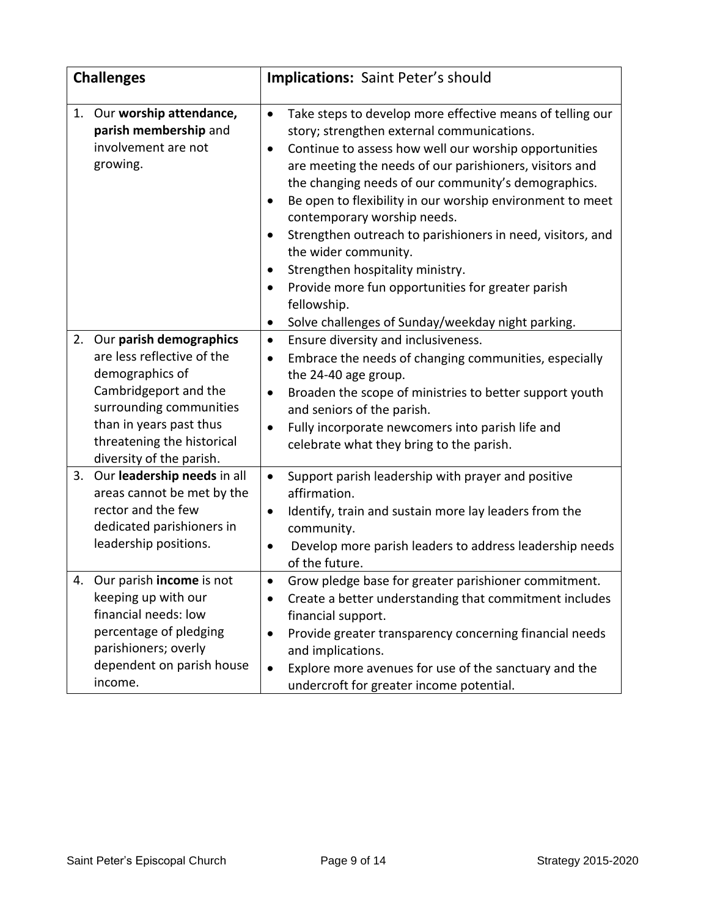| **Challenges** | **Implications:** Saint Peter's should |
|---|---|
| 1. Our **worship attendance, parish membership** and involvement are not growing. | • Take steps to develop more effective means of telling our story; strengthen external communications.<br>• Continue to assess how well our worship opportunities are meeting the needs of our parishioners, visitors and the changing needs of our community's demographics.<br>• Be open to flexibility in our worship environment to meet contemporary worship needs.<br>• Strengthen outreach to parishioners in need, visitors, and the wider community.<br>• Strengthen hospitality ministry.<br>• Provide more fun opportunities for greater parish fellowship.<br>• Solve challenges of Sunday/weekday night parking. |
| 2. Our **parish demographics** are less reflective of the demographics of Cambridgeport and the surrounding communities than in years past thus threatening the historical diversity of the parish. | • Ensure diversity and inclusiveness.<br>• Embrace the needs of changing communities, especially the 24-40 age group.<br>• Broaden the scope of ministries to better support youth and seniors of the parish.<br>• Fully incorporate newcomers into parish life and celebrate what they bring to the parish. |
| 3. Our **leadership needs** in all areas cannot be met by the rector and the few dedicated parishioners in leadership positions. | • Support parish leadership with prayer and positive affirmation.<br>• Identify, train and sustain more lay leaders from the community.<br>• Develop more parish leaders to address leadership needs of the future. |
| 4. Our parish **income** is not keeping up with our financial needs: low percentage of pledging parishioners; overly dependent on parish house income. | • Grow pledge base for greater parishioner commitment.<br>• Create a better understanding that commitment includes financial support.<br>• Provide greater transparency concerning financial needs and implications.<br>• Explore more avenues for use of the sanctuary and the undercroft for greater income potential. |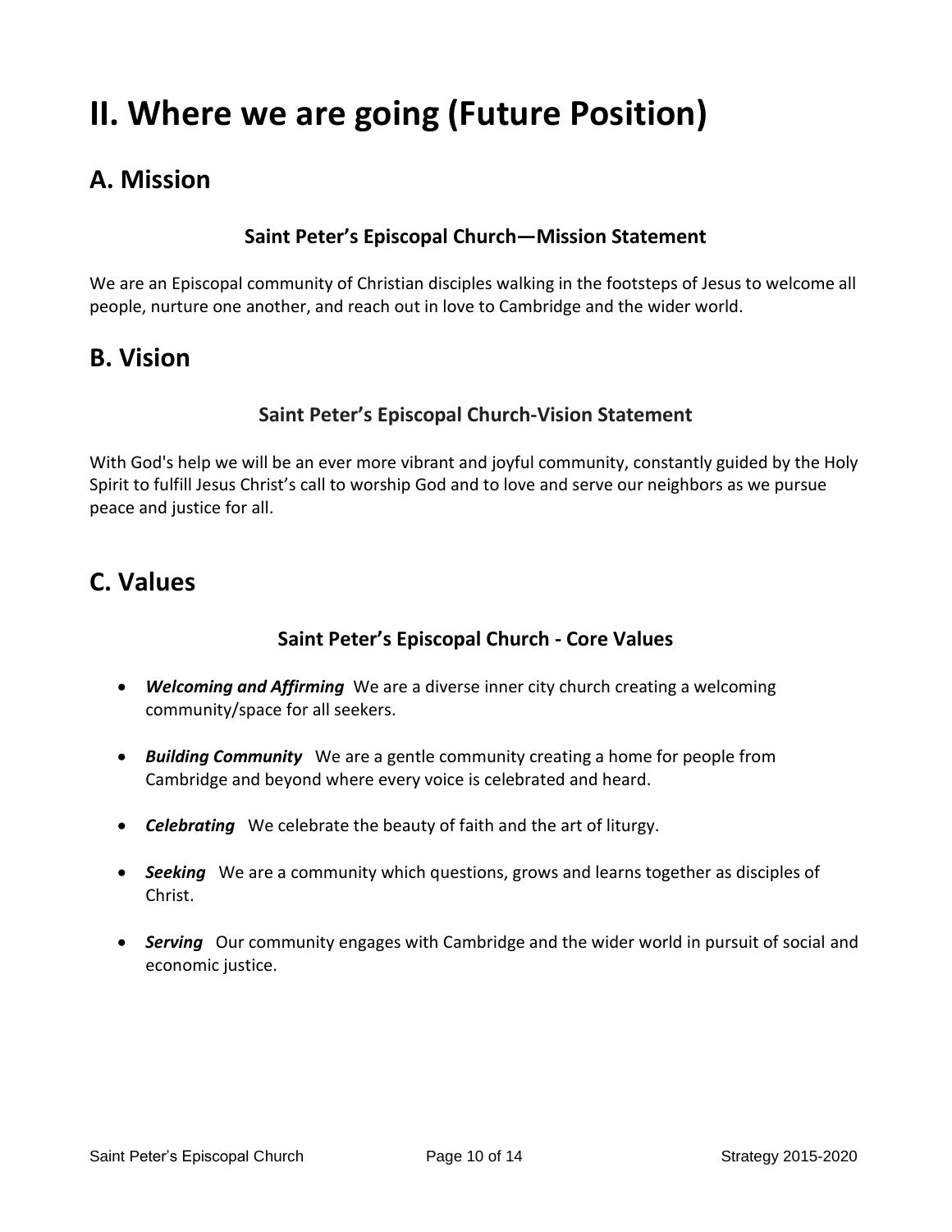# II. Where we are going (Future Position)

## A. Mission

### Saint Peter's Episcopal Church—Mission Statement

We are an Episcopal community of Christian disciples walking in the footsteps of Jesus to welcome all people, nurture one another, and reach out in love to Cambridge and the wider world.

## B. Vision

### Saint Peter's Episcopal Church-Vision Statement

With God's help we will be an ever more vibrant and joyful community, constantly guided by the Holy Spirit to fulfill Jesus Christ's call to worship God and to love and serve our neighbors as we pursue peace and justice for all.

## C. Values

### Saint Peter's Episcopal Church - Core Values

- ***Welcoming and Affirming*** We are a diverse inner city church creating a welcoming community/space for all seekers.
- ***Building Community*** We are a gentle community creating a home for people from Cambridge and beyond where every voice is celebrated and heard.
- ***Celebrating*** We celebrate the beauty of faith and the art of liturgy.
- ***Seeking*** We are a community which questions, grows and learns together as disciples of Christ.
- ***Serving*** Our community engages with Cambridge and the wider world in pursuit of social and economic justice.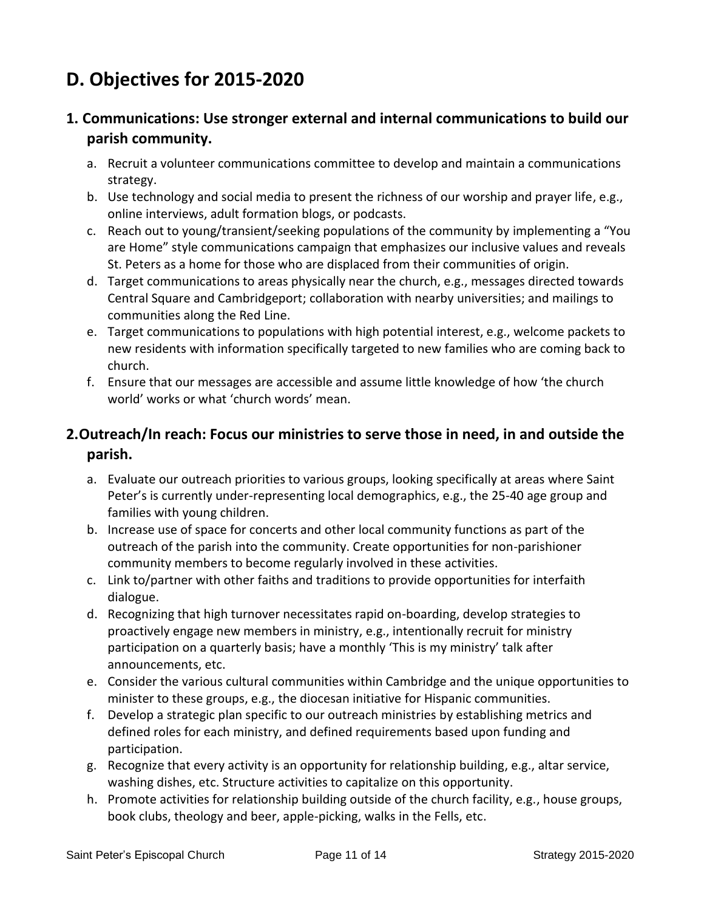# D. Objectives for 2015-2020

## 1. Communications: Use stronger external and internal communications to build our parish community.

a. Recruit a volunteer communications committee to develop and maintain a communications strategy.
b. Use technology and social media to present the richness of our worship and prayer life, e.g., online interviews, adult formation blogs, or podcasts.
c. Reach out to young/transient/seeking populations of the community by implementing a "You are Home" style communications campaign that emphasizes our inclusive values and reveals St. Peters as a home for those who are displaced from their communities of origin.
d. Target communications to areas physically near the church, e.g., messages directed towards Central Square and Cambridgeport; collaboration with nearby universities; and mailings to communities along the Red Line.
e. Target communications to populations with high potential interest, e.g., welcome packets to new residents with information specifically targeted to new families who are coming back to church.
f. Ensure that our messages are accessible and assume little knowledge of how 'the church world' works or what 'church words' mean.

## 2.Outreach/In reach: Focus our ministries to serve those in need, in and outside the parish.

a. Evaluate our outreach priorities to various groups, looking specifically at areas where Saint Peter's is currently under-representing local demographics, e.g., the 25-40 age group and families with young children.
b. Increase use of space for concerts and other local community functions as part of the outreach of the parish into the community. Create opportunities for non-parishioner community members to become regularly involved in these activities.
c. Link to/partner with other faiths and traditions to provide opportunities for interfaith dialogue.
d. Recognizing that high turnover necessitates rapid on-boarding, develop strategies to proactively engage new members in ministry, e.g., intentionally recruit for ministry participation on a quarterly basis; have a monthly 'This is my ministry' talk after announcements, etc.
e. Consider the various cultural communities within Cambridge and the unique opportunities to minister to these groups, e.g., the diocesan initiative for Hispanic communities.
f. Develop a strategic plan specific to our outreach ministries by establishing metrics and defined roles for each ministry, and defined requirements based upon funding and participation.
g. Recognize that every activity is an opportunity for relationship building, e.g., altar service, washing dishes, etc. Structure activities to capitalize on this opportunity.
h. Promote activities for relationship building outside of the church facility, e.g., house groups, book clubs, theology and beer, apple-picking, walks in the Fells, etc.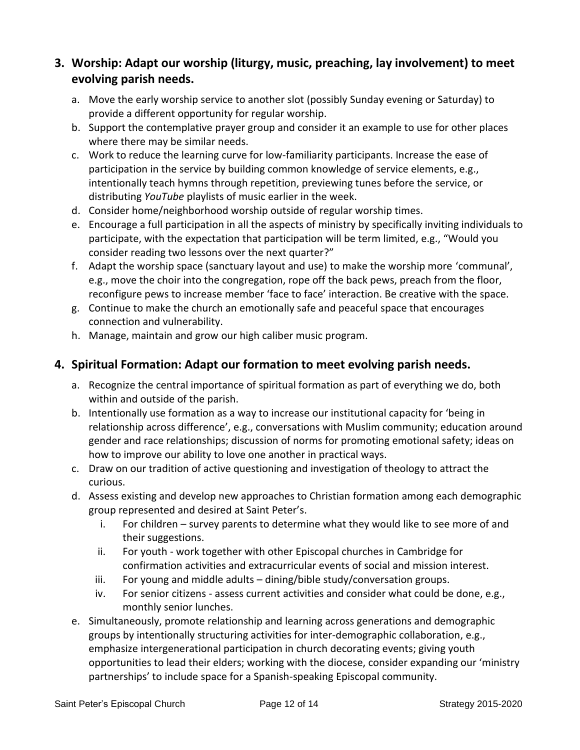## 3. Worship: Adapt our worship (liturgy, music, preaching, lay involvement) to meet evolving parish needs.

a. Move the early worship service to another slot (possibly Sunday evening or Saturday) to provide a different opportunity for regular worship.
b. Support the contemplative prayer group and consider it an example to use for other places where there may be similar needs.
c. Work to reduce the learning curve for low-familiarity participants. Increase the ease of participation in the service by building common knowledge of service elements, e.g., intentionally teach hymns through repetition, previewing tunes before the service, or distributing *YouTube* playlists of music earlier in the week.
d. Consider home/neighborhood worship outside of regular worship times.
e. Encourage a full participation in all the aspects of ministry by specifically inviting individuals to participate, with the expectation that participation will be term limited, e.g., "Would you consider reading two lessons over the next quarter?"
f. Adapt the worship space (sanctuary layout and use) to make the worship more 'communal', e.g., move the choir into the congregation, rope off the back pews, preach from the floor, reconfigure pews to increase member 'face to face' interaction. Be creative with the space.
g. Continue to make the church an emotionally safe and peaceful space that encourages connection and vulnerability.
h. Manage, maintain and grow our high caliber music program.

## 4. Spiritual Formation: Adapt our formation to meet evolving parish needs.

a. Recognize the central importance of spiritual formation as part of everything we do, both within and outside of the parish.
b. Intentionally use formation as a way to increase our institutional capacity for 'being in relationship across difference', e.g., conversations with Muslim community; education around gender and race relationships; discussion of norms for promoting emotional safety; ideas on how to improve our ability to love one another in practical ways.
c. Draw on our tradition of active questioning and investigation of theology to attract the curious.
d. Assess existing and develop new approaches to Christian formation among each demographic group represented and desired at Saint Peter's.
   i. For children – survey parents to determine what they would like to see more of and their suggestions.
   ii. For youth - work together with other Episcopal churches in Cambridge for confirmation activities and extracurricular events of social and mission interest.
   iii. For young and middle adults – dining/bible study/conversation groups.
   iv. For senior citizens - assess current activities and consider what could be done, e.g., monthly senior lunches.
e. Simultaneously, promote relationship and learning across generations and demographic groups by intentionally structuring activities for inter-demographic collaboration, e.g., emphasize intergenerational participation in church decorating events; giving youth opportunities to lead their elders; working with the diocese, consider expanding our 'ministry partnerships' to include space for a Spanish-speaking Episcopal community.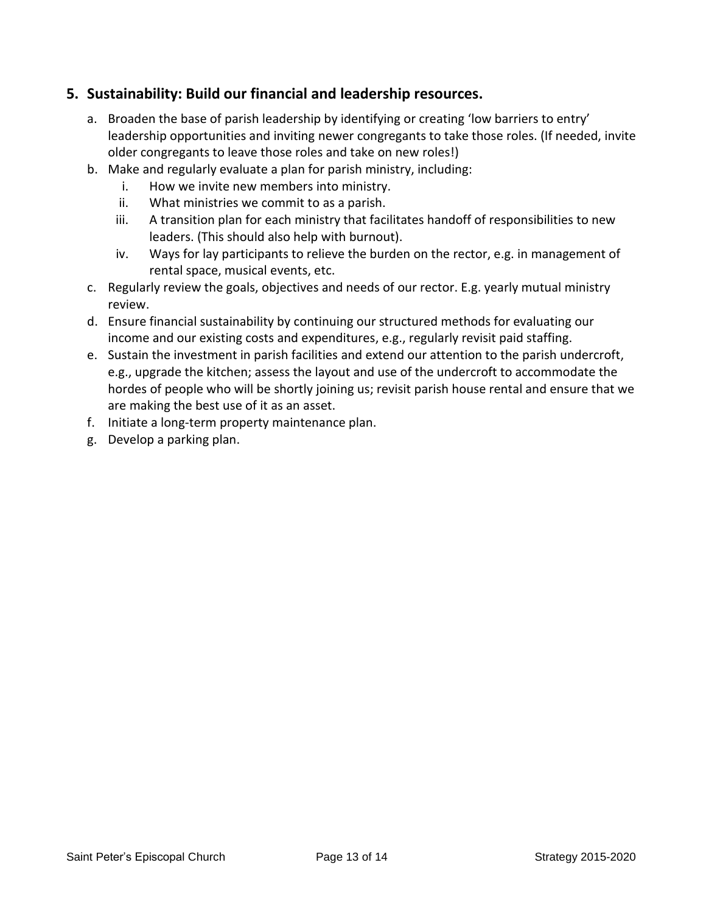## 5. Sustainability: Build our financial and leadership resources.

a. Broaden the base of parish leadership by identifying or creating 'low barriers to entry' leadership opportunities and inviting newer congregants to take those roles. (If needed, invite older congregants to leave those roles and take on new roles!)

b. Make and regularly evaluate a plan for parish ministry, including:
   i. How we invite new members into ministry.
   ii. What ministries we commit to as a parish.
   iii. A transition plan for each ministry that facilitates handoff of responsibilities to new leaders. (This should also help with burnout).
   iv. Ways for lay participants to relieve the burden on the rector, e.g. in management of rental space, musical events, etc.

c. Regularly review the goals, objectives and needs of our rector. E.g. yearly mutual ministry review.

d. Ensure financial sustainability by continuing our structured methods for evaluating our income and our existing costs and expenditures, e.g., regularly revisit paid staffing.

e. Sustain the investment in parish facilities and extend our attention to the parish undercroft, e.g., upgrade the kitchen; assess the layout and use of the undercroft to accommodate the hordes of people who will be shortly joining us; revisit parish house rental and ensure that we are making the best use of it as an asset.

f. Initiate a long-term property maintenance plan.

g. Develop a parking plan.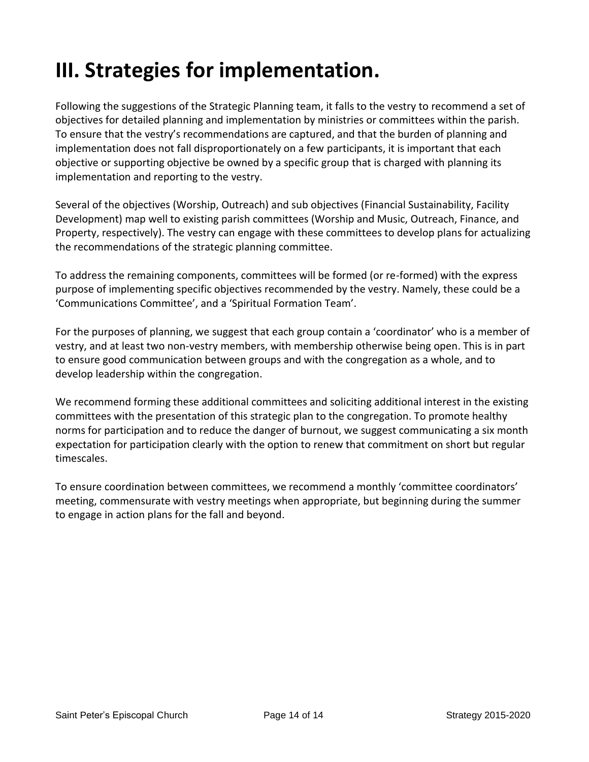# III. Strategies for implementation.

Following the suggestions of the Strategic Planning team, it falls to the vestry to recommend a set of objectives for detailed planning and implementation by ministries or committees within the parish. To ensure that the vestry's recommendations are captured, and that the burden of planning and implementation does not fall disproportionately on a few participants, it is important that each objective or supporting objective be owned by a specific group that is charged with planning its implementation and reporting to the vestry.

Several of the objectives (Worship, Outreach) and sub objectives (Financial Sustainability, Facility Development) map well to existing parish committees (Worship and Music, Outreach, Finance, and Property, respectively). The vestry can engage with these committees to develop plans for actualizing the recommendations of the strategic planning committee.

To address the remaining components, committees will be formed (or re-formed) with the express purpose of implementing specific objectives recommended by the vestry. Namely, these could be a 'Communications Committee', and a 'Spiritual Formation Team'.

For the purposes of planning, we suggest that each group contain a 'coordinator' who is a member of vestry, and at least two non-vestry members, with membership otherwise being open. This is in part to ensure good communication between groups and with the congregation as a whole, and to develop leadership within the congregation.

We recommend forming these additional committees and soliciting additional interest in the existing committees with the presentation of this strategic plan to the congregation. To promote healthy norms for participation and to reduce the danger of burnout, we suggest communicating a six month expectation for participation clearly with the option to renew that commitment on short but regular timescales.

To ensure coordination between committees, we recommend a monthly 'committee coordinators' meeting, commensurate with vestry meetings when appropriate, but beginning during the summer to engage in action plans for the fall and beyond.